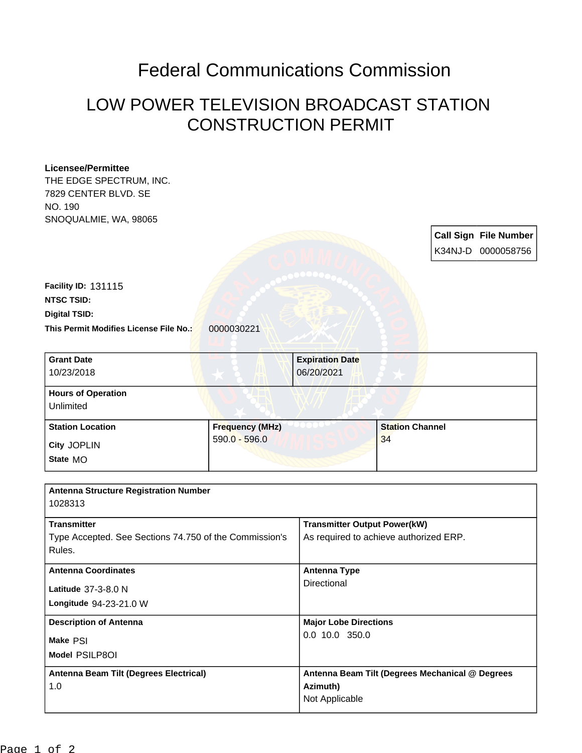# Federal Communications Commission

## LOW POWER TELEVISION BROADCAST STATION CONSTRUCTION PERMIT

**Licensee/Permittee**
THE EDGE SPECTRUM, INC.
7829 CENTER BLVD. SE
NO. 190
SNOQUALMIE, WA, 98065

| Call Sign | File Number |
|---|---|
| K34NJ-D | 0000058756 |

**Facility ID:** 131115
**NTSC TSID:**
**Digital TSID:**
**This Permit Modifies License File No.:** 0000030221

| Grant Date | Expiration Date |
|---|---|
| 10/23/2018 | 06/20/2021 |

**Hours of Operation**
Unlimited

| Station Location | Frequency (MHz) | Station Channel |
|---|---|---|
| City JOPLIN<br>State MO | 590.0 - 596.0 | 34 |

**Antenna Structure Registration Number**
1028313

| Transmitter | Transmitter Output Power(kW) |
|---|---|
| Type Accepted. See Sections 74.750 of the Commission's Rules. | As required to achieve authorized ERP. |

| Antenna Coordinates | Antenna Type |
|---|---|
| Latitude 37-3-8.0 N<br>Longitude 94-23-21.0 W | Directional |

| Description of Antenna | Major Lobe Directions |
|---|---|
| Make PSI<br>Model PSILP8OI | 0.0 10.0 350.0 |

| Antenna Beam Tilt (Degrees Electrical) | Antenna Beam Tilt (Degrees Mechanical @ Degrees Azimuth) |
|---|---|
| 1.0 | Not Applicable |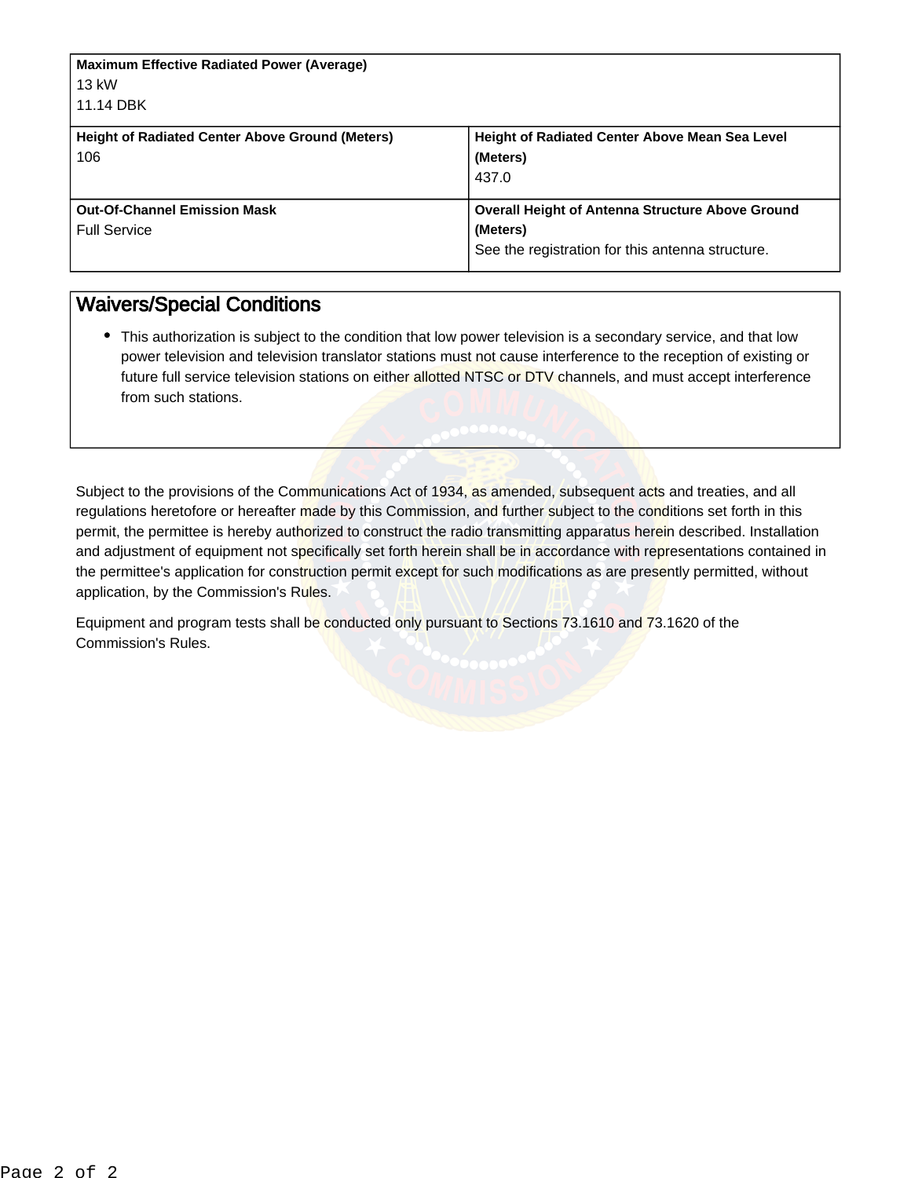| | |
|---|---|
| **Maximum Effective Radiated Power (Average)**<br>13 kW<br>11.14 DBK | |
| **Height of Radiated Center Above Ground (Meters)**<br>106 | **Height of Radiated Center Above Mean Sea Level (Meters)**<br>437.0 |
| **Out-Of-Channel Emission Mask**<br>Full Service | **Overall Height of Antenna Structure Above Ground (Meters)**<br>See the registration for this antenna structure. |

## Waivers/Special Conditions

- This authorization is subject to the condition that low power television is a secondary service, and that low power television and television translator stations must not cause interference to the reception of existing or future full service television stations on either allotted NTSC or DTV channels, and must accept interference from such stations.

Subject to the provisions of the Communications Act of 1934, as amended, subsequent acts and treaties, and all regulations heretofore or hereafter made by this Commission, and further subject to the conditions set forth in this permit, the permittee is hereby authorized to construct the radio transmitting apparatus herein described. Installation and adjustment of equipment not specifically set forth herein shall be in accordance with representations contained in the permittee's application for construction permit except for such modifications as are presently permitted, without application, by the Commission's Rules.

Equipment and program tests shall be conducted only pursuant to Sections 73.1610 and 73.1620 of the Commission's Rules.